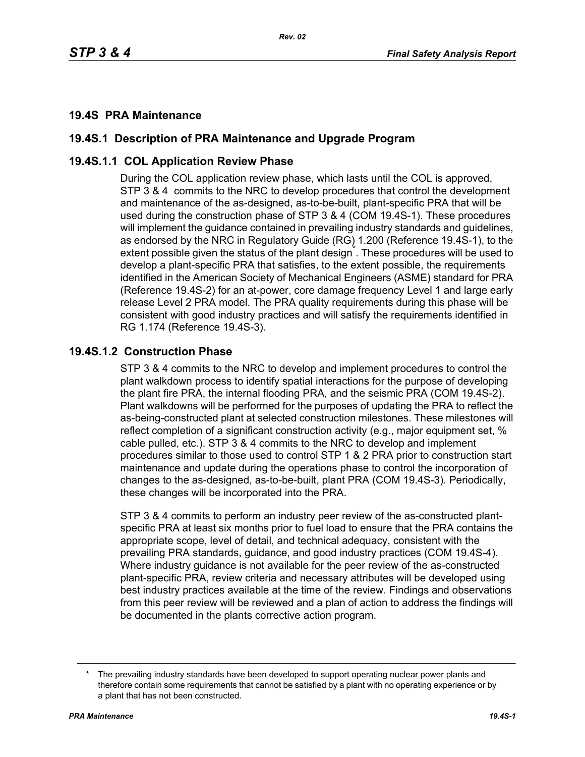## 19.4S PRA Maintenance

## 19.4S.1 Description of PRA Maintenance and Upgrade Program

### 19.4S.1.1 COL Application Review Phase

During the COL application review phase, which lasts until the COL is approved, STP 3 & 4 commits to the NRC to develop procedures that control the development and maintenance of the as-designed, as-to-be-built, plant-specific PRA that will be used during the construction phase of STP 3 & 4 (COM 19.4S-1). These procedures will implement the guidance contained in prevailing industry standards and guidelines, as endorsed by the NRC in Regulatory Guide (RG) 1.200 (Reference 19.4S-1), to the extent possible given the status of the plant design*. These procedures will be used to develop a plant-specific PRA that satisfies, to the extent possible, the requirements identified in the American Society of Mechanical Engineers (ASME) standard for PRA (Reference 19.4S-2) for an at-power, core damage frequency Level 1 and large early release Level 2 PRA model. The PRA quality requirements during this phase will be consistent with good industry practices and will satisfy the requirements identified in RG 1.174 (Reference 19.4S-3).

### 19.4S.1.2 Construction Phase

STP 3 & 4 commits to the NRC to develop and implement procedures to control the plant walkdown process to identify spatial interactions for the purpose of developing the plant fire PRA, the internal flooding PRA, and the seismic PRA (COM 19.4S-2). Plant walkdowns will be performed for the purposes of updating the PRA to reflect the as-being-constructed plant at selected construction milestones. These milestones will reflect completion of a significant construction activity (e.g., major equipment set, % cable pulled, etc.). STP 3 & 4 commits to the NRC to develop and implement procedures similar to those used to control STP 1 & 2 PRA prior to construction start maintenance and update during the operations phase to control the incorporation of changes to the as-designed, as-to-be-built, plant PRA (COM 19.4S-3). Periodically, these changes will be incorporated into the PRA.

STP 3 & 4 commits to perform an industry peer review of the as-constructed plant-specific PRA at least six months prior to fuel load to ensure that the PRA contains the appropriate scope, level of detail, and technical adequacy, consistent with the prevailing PRA standards, guidance, and good industry practices (COM 19.4S-4). Where industry guidance is not available for the peer review of the as-constructed plant-specific PRA, review criteria and necessary attributes will be developed using best industry practices available at the time of the review. Findings and observations from this peer review will be reviewed and a plan of action to address the findings will be documented in the plants corrective action program.

---

* The prevailing industry standards have been developed to support operating nuclear power plants and therefore contain some requirements that cannot be satisfied by a plant with no operating experience or by a plant that has not been constructed.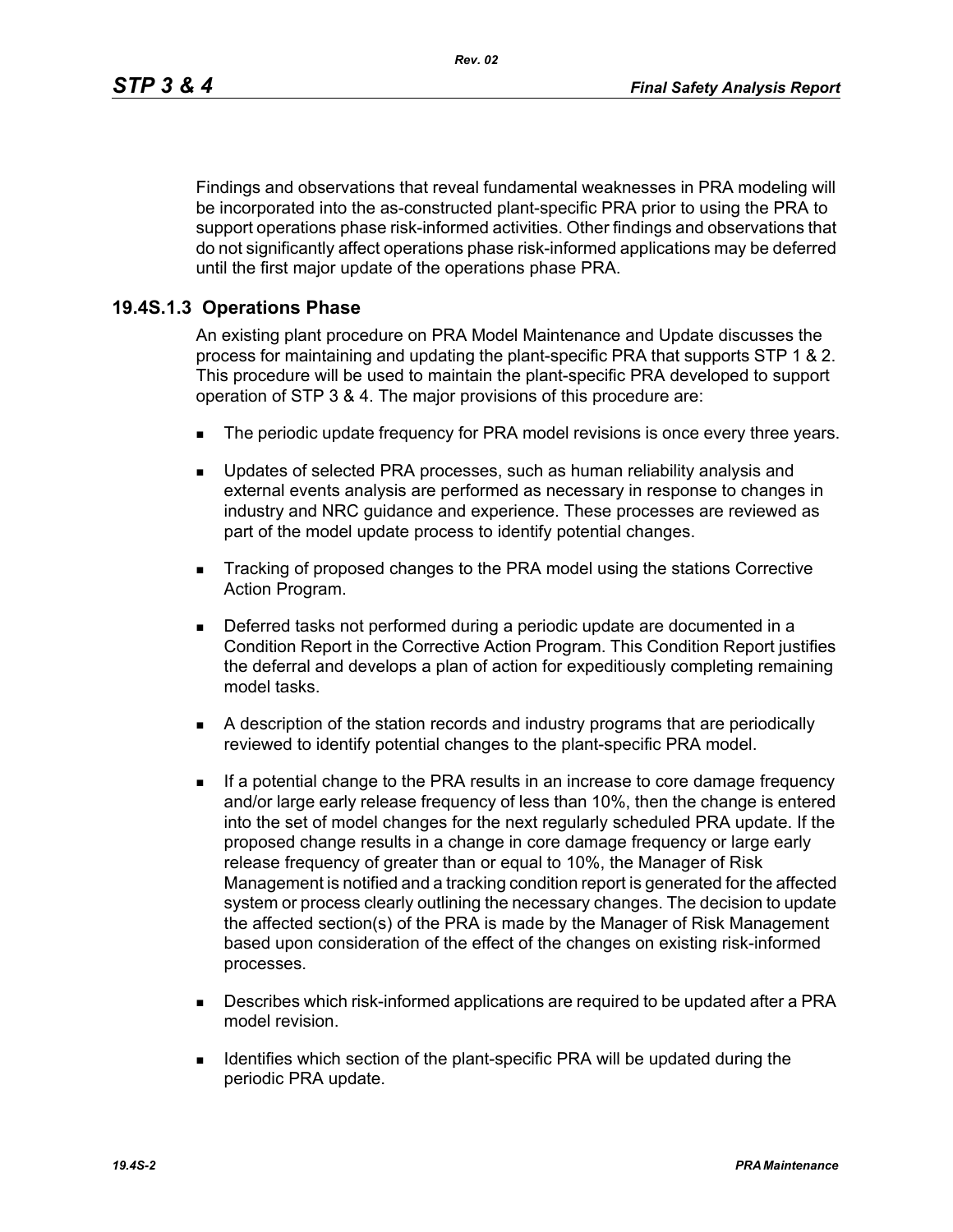Findings and observations that reveal fundamental weaknesses in PRA modeling will be incorporated into the as-constructed plant-specific PRA prior to using the PRA to support operations phase risk-informed activities. Other findings and observations that do not significantly affect operations phase risk-informed applications may be deferred until the first major update of the operations phase PRA.

### 19.4S.1.3 Operations Phase

An existing plant procedure on PRA Model Maintenance and Update discusses the process for maintaining and updating the plant-specific PRA that supports STP 1 & 2. This procedure will be used to maintain the plant-specific PRA developed to support operation of STP 3 & 4. The major provisions of this procedure are:

- The periodic update frequency for PRA model revisions is once every three years.
- Updates of selected PRA processes, such as human reliability analysis and external events analysis are performed as necessary in response to changes in industry and NRC guidance and experience. These processes are reviewed as part of the model update process to identify potential changes.
- Tracking of proposed changes to the PRA model using the stations Corrective Action Program.
- Deferred tasks not performed during a periodic update are documented in a Condition Report in the Corrective Action Program. This Condition Report justifies the deferral and develops a plan of action for expeditiously completing remaining model tasks.
- A description of the station records and industry programs that are periodically reviewed to identify potential changes to the plant-specific PRA model.
- If a potential change to the PRA results in an increase to core damage frequency and/or large early release frequency of less than 10%, then the change is entered into the set of model changes for the next regularly scheduled PRA update. If the proposed change results in a change in core damage frequency or large early release frequency of greater than or equal to 10%, the Manager of Risk Management is notified and a tracking condition report is generated for the affected system or process clearly outlining the necessary changes. The decision to update the affected section(s) of the PRA is made by the Manager of Risk Management based upon consideration of the effect of the changes on existing risk-informed processes.
- Describes which risk-informed applications are required to be updated after a PRA model revision.
- Identifies which section of the plant-specific PRA will be updated during the periodic PRA update.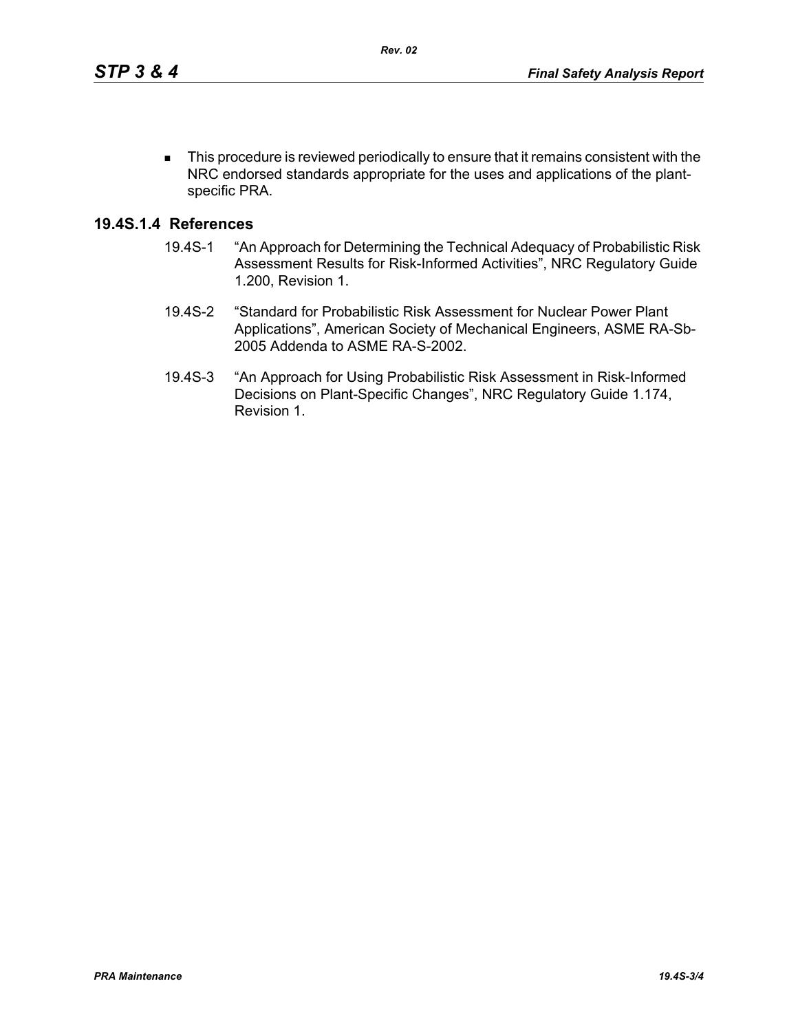- This procedure is reviewed periodically to ensure that it remains consistent with the NRC endorsed standards appropriate for the uses and applications of the plant-specific PRA.

### 19.4S.1.4 References

19.4S-1 "An Approach for Determining the Technical Adequacy of Probabilistic Risk Assessment Results for Risk-Informed Activities", NRC Regulatory Guide 1.200, Revision 1.

19.4S-2 "Standard for Probabilistic Risk Assessment for Nuclear Power Plant Applications", American Society of Mechanical Engineers, ASME RA-Sb-2005 Addenda to ASME RA-S-2002.

19.4S-3 "An Approach for Using Probabilistic Risk Assessment in Risk-Informed Decisions on Plant-Specific Changes", NRC Regulatory Guide 1.174, Revision 1.